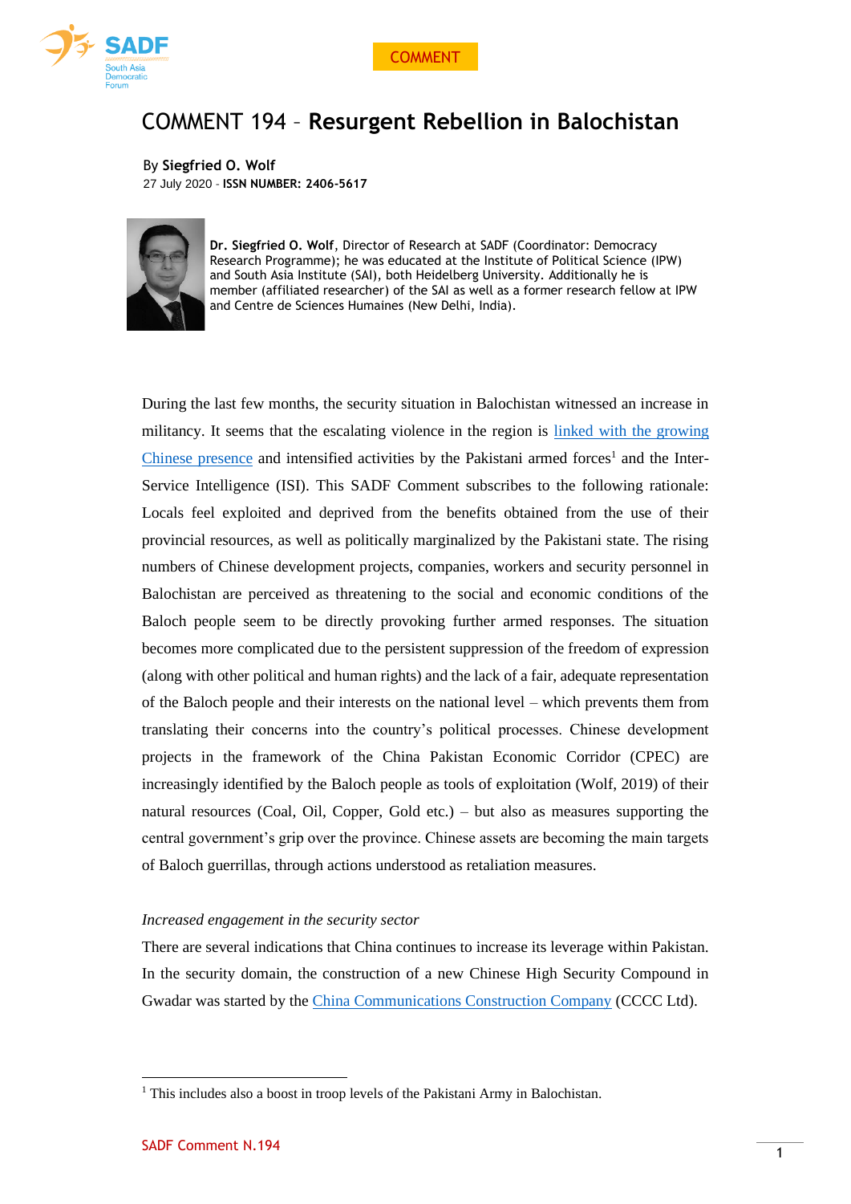COMMENT

# COMMENT 194 – **Resurgent Rebellion in Balochistan**

By **Siegfried O. Wolf**
27 July 2020 - **ISSN NUMBER: 2406-5617**

**Dr. Siegfried O. Wolf**, Director of Research at SADF (Coordinator: Democracy Research Programme); he was educated at the Institute of Political Science (IPW) and South Asia Institute (SAI), both Heidelberg University. Additionally he is member (affiliated researcher) of the SAI as well as a former research fellow at IPW and Centre de Sciences Humaines (New Delhi, India).

During the last few months, the security situation in Balochistan witnessed an increase in militancy. It seems that the escalating violence in the region is linked with the growing Chinese presence and intensified activities by the Pakistani armed forces[1] and the Inter-Service Intelligence (ISI). This SADF Comment subscribes to the following rationale: Locals feel exploited and deprived from the benefits obtained from the use of their provincial resources, as well as politically marginalized by the Pakistani state. The rising numbers of Chinese development projects, companies, workers and security personnel in Balochistan are perceived as threatening to the social and economic conditions of the Baloch people seem to be directly provoking further armed responses. The situation becomes more complicated due to the persistent suppression of the freedom of expression (along with other political and human rights) and the lack of a fair, adequate representation of the Baloch people and their interests on the national level – which prevents them from translating their concerns into the country's political processes. Chinese development projects in the framework of the China Pakistan Economic Corridor (CPEC) are increasingly identified by the Baloch people as tools of exploitation (Wolf, 2019) of their natural resources (Coal, Oil, Copper, Gold etc.) – but also as measures supporting the central government's grip over the province. Chinese assets are becoming the main targets of Baloch guerrillas, through actions understood as retaliation measures.

*Increased engagement in the security sector*

There are several indications that China continues to increase its leverage within Pakistan. In the security domain, the construction of a new Chinese High Security Compound in Gwadar was started by the China Communications Construction Company (CCCC Ltd).

[1] This includes also a boost in troop levels of the Pakistani Army in Balochistan.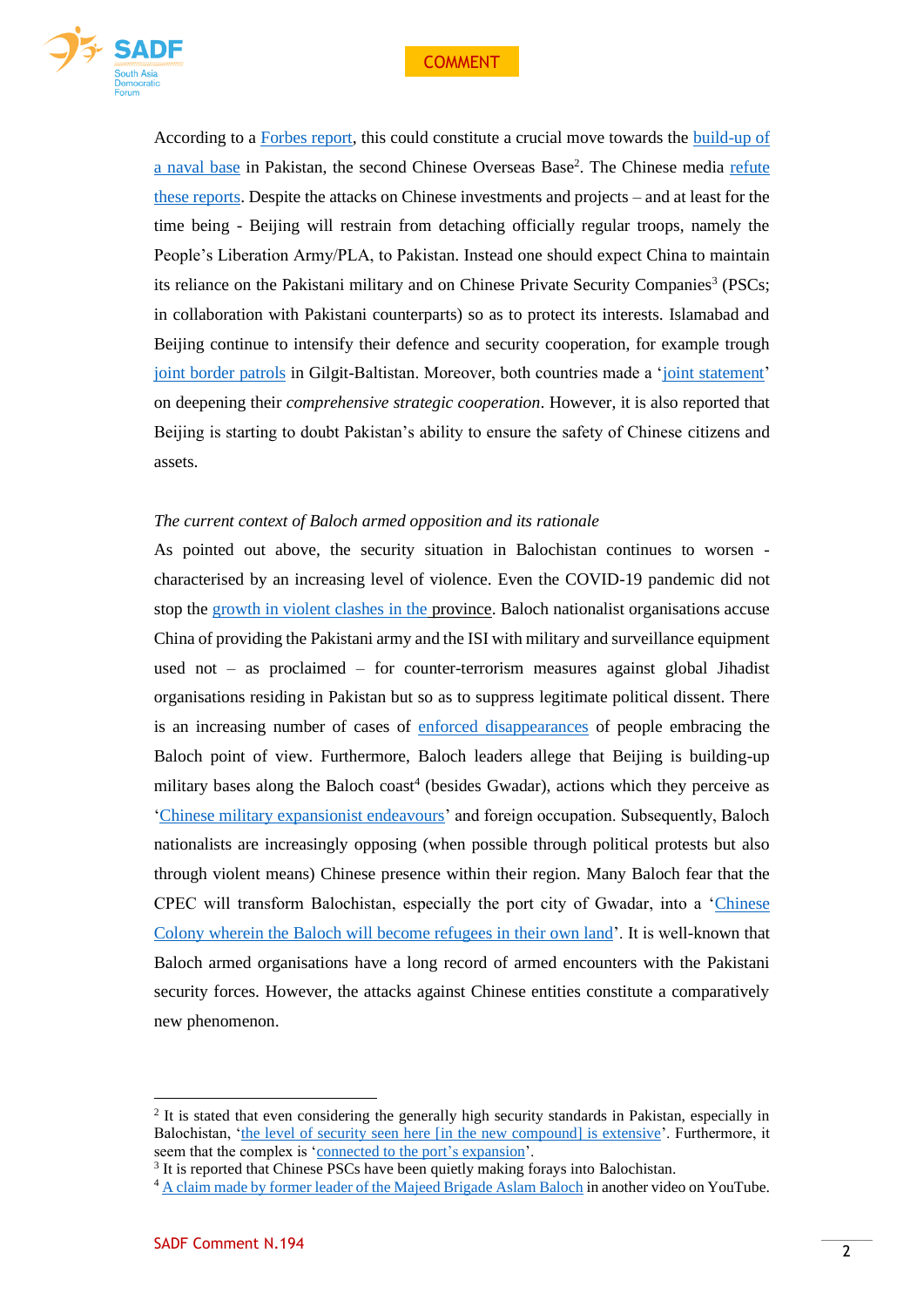According to a Forbes report, this could constitute a crucial move towards the build-up of a naval base in Pakistan, the second Chinese Overseas Base[2]. The Chinese media refute these reports. Despite the attacks on Chinese investments and projects – and at least for the time being - Beijing will restrain from detaching officially regular troops, namely the People's Liberation Army/PLA, to Pakistan. Instead one should expect China to maintain its reliance on the Pakistani military and on Chinese Private Security Companies[3] (PSCs; in collaboration with Pakistani counterparts) so as to protect its interests. Islamabad and Beijing continue to intensify their defence and security cooperation, for example trough joint border patrols in Gilgit-Baltistan. Moreover, both countries made a 'joint statement' on deepening their *comprehensive strategic cooperation*. However, it is also reported that Beijing is starting to doubt Pakistan's ability to ensure the safety of Chinese citizens and assets.

*The current context of Baloch armed opposition and its rationale*

As pointed out above, the security situation in Balochistan continues to worsen - characterised by an increasing level of violence. Even the COVID-19 pandemic did not stop the growth in violent clashes in the province. Baloch nationalist organisations accuse China of providing the Pakistani army and the ISI with military and surveillance equipment used not – as proclaimed – for counter-terrorism measures against global Jihadist organisations residing in Pakistan but so as to suppress legitimate political dissent. There is an increasing number of cases of enforced disappearances of people embracing the Baloch point of view. Furthermore, Baloch leaders allege that Beijing is building-up military bases along the Baloch coast[4] (besides Gwadar), actions which they perceive as 'Chinese military expansionist endeavours' and foreign occupation. Subsequently, Baloch nationalists are increasingly opposing (when possible through political protests but also through violent means) Chinese presence within their region. Many Baloch fear that the CPEC will transform Balochistan, especially the port city of Gwadar, into a 'Chinese Colony wherein the Baloch will become refugees in their own land'. It is well-known that Baloch armed organisations have a long record of armed encounters with the Pakistani security forces. However, the attacks against Chinese entities constitute a comparatively new phenomenon.

---

[2] It is stated that even considering the generally high security standards in Pakistan, especially in Balochistan, 'the level of security seen here [in the new compound] is extensive'. Furthermore, it seem that the complex is 'connected to the port's expansion'.

[3] It is reported that Chinese PSCs have been quietly making forays into Balochistan.

[4] A claim made by former leader of the Majeed Brigade Aslam Baloch in another video on YouTube.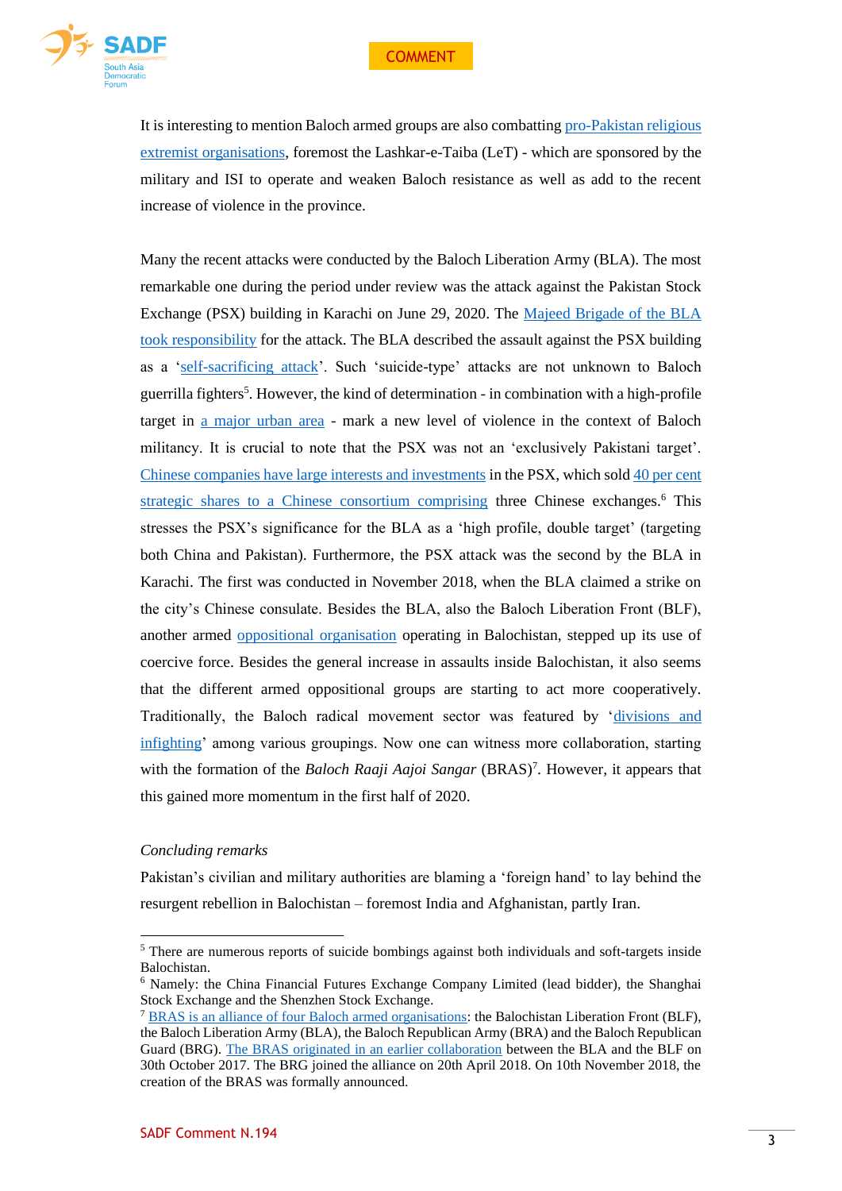It is interesting to mention Baloch armed groups are also combatting pro-Pakistan religious extremist organisations, foremost the Lashkar-e-Taiba (LeT) - which are sponsored by the military and ISI to operate and weaken Baloch resistance as well as add to the recent increase of violence in the province.

Many the recent attacks were conducted by the Baloch Liberation Army (BLA). The most remarkable one during the period under review was the attack against the Pakistan Stock Exchange (PSX) building in Karachi on June 29, 2020. The Majeed Brigade of the BLA took responsibility for the attack. The BLA described the assault against the PSX building as a 'self-sacrificing attack'. Such 'suicide-type' attacks are not unknown to Baloch guerrilla fighters[5]. However, the kind of determination - in combination with a high-profile target in a major urban area - mark a new level of violence in the context of Baloch militancy. It is crucial to note that the PSX was not an 'exclusively Pakistani target'. Chinese companies have large interests and investments in the PSX, which sold 40 per cent strategic shares to a Chinese consortium comprising three Chinese exchanges.[6] This stresses the PSX's significance for the BLA as a 'high profile, double target' (targeting both China and Pakistan). Furthermore, the PSX attack was the second by the BLA in Karachi. The first was conducted in November 2018, when the BLA claimed a strike on the city's Chinese consulate. Besides the BLA, also the Baloch Liberation Front (BLF), another armed oppositional organisation operating in Balochistan, stepped up its use of coercive force. Besides the general increase in assaults inside Balochistan, it also seems that the different armed oppositional groups are starting to act more cooperatively. Traditionally, the Baloch radical movement sector was featured by 'divisions and infighting' among various groupings. Now one can witness more collaboration, starting with the formation of the *Baloch Raaji Aajoi Sangar* (BRAS)[7]. However, it appears that this gained more momentum in the first half of 2020.

*Concluding remarks*

Pakistan's civilian and military authorities are blaming a 'foreign hand' to lay behind the resurgent rebellion in Balochistan – foremost India and Afghanistan, partly Iran.

---

[5] There are numerous reports of suicide bombings against both individuals and soft-targets inside Balochistan.

[6] Namely: the China Financial Futures Exchange Company Limited (lead bidder), the Shanghai Stock Exchange and the Shenzhen Stock Exchange.

[7] BRAS is an alliance of four Baloch armed organisations: the Balochistan Liberation Front (BLF), the Baloch Liberation Army (BLA), the Baloch Republican Army (BRA) and the Baloch Republican Guard (BRG). The BRAS originated in an earlier collaboration between the BLA and the BLF on 30th October 2017. The BRG joined the alliance on 20th April 2018. On 10th November 2018, the creation of the BRAS was formally announced.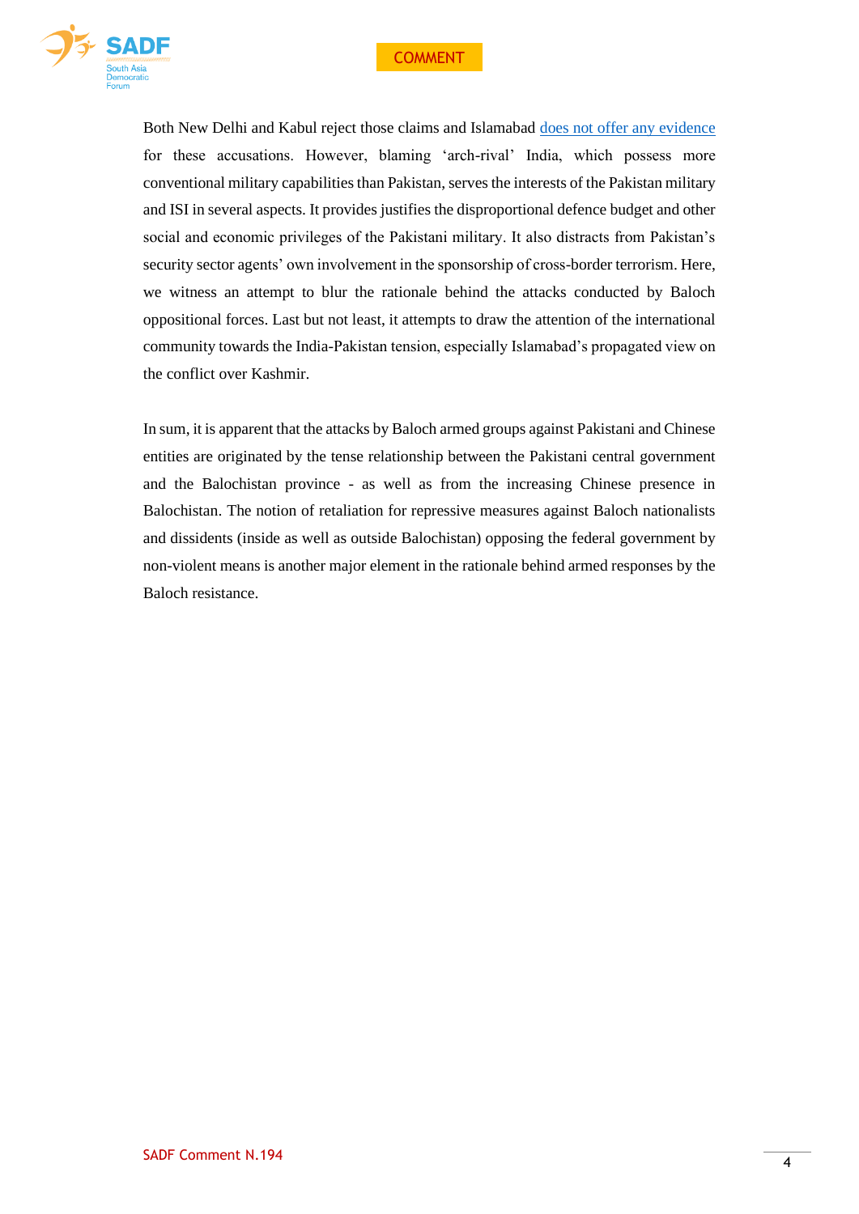Both New Delhi and Kabul reject those claims and Islamabad does not offer any evidence for these accusations. However, blaming 'arch-rival' India, which possess more conventional military capabilities than Pakistan, serves the interests of the Pakistan military and ISI in several aspects. It provides justifies the disproportional defence budget and other social and economic privileges of the Pakistani military. It also distracts from Pakistan's security sector agents' own involvement in the sponsorship of cross-border terrorism. Here, we witness an attempt to blur the rationale behind the attacks conducted by Baloch oppositional forces. Last but not least, it attempts to draw the attention of the international community towards the India-Pakistan tension, especially Islamabad's propagated view on the conflict over Kashmir.

In sum, it is apparent that the attacks by Baloch armed groups against Pakistani and Chinese entities are originated by the tense relationship between the Pakistani central government and the Balochistan province - as well as from the increasing Chinese presence in Balochistan. The notion of retaliation for repressive measures against Baloch nationalists and dissidents (inside as well as outside Balochistan) opposing the federal government by non-violent means is another major element in the rationale behind armed responses by the Baloch resistance.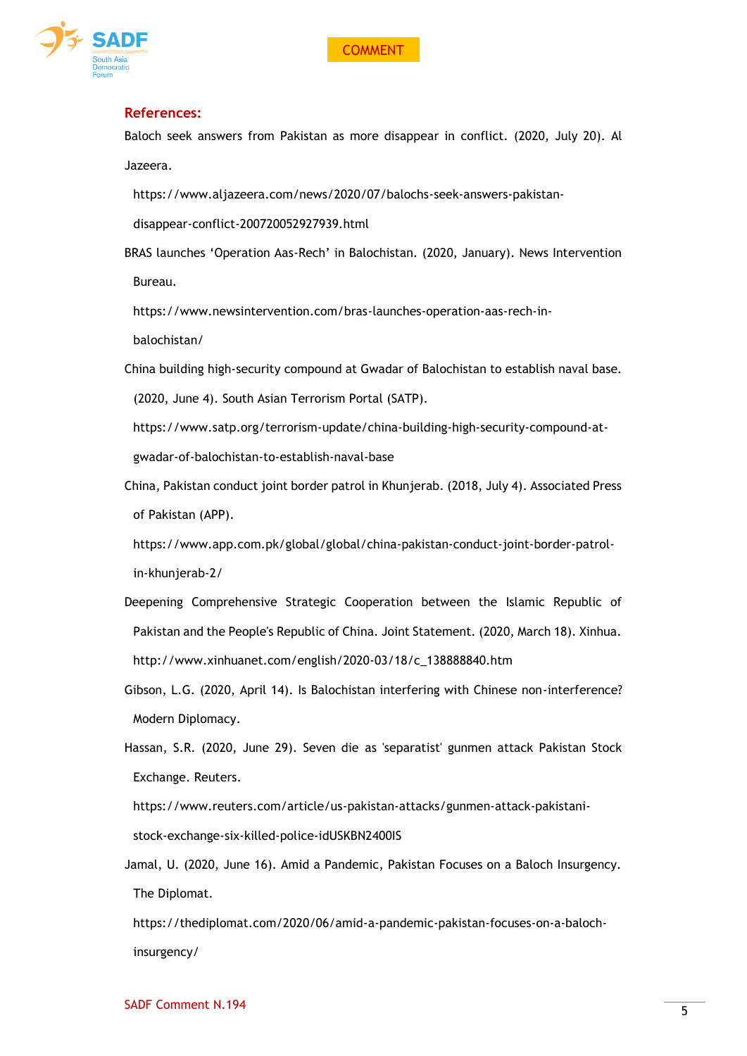## References:

Baloch seek answers from Pakistan as more disappear in conflict. (2020, July 20). Al Jazeera. https://www.aljazeera.com/news/2020/07/balochs-seek-answers-pakistan-disappear-conflict-200720052927939.html

BRAS launches 'Operation Aas-Rech' in Balochistan. (2020, January). News Intervention Bureau. https://www.newsintervention.com/bras-launches-operation-aas-rech-in-balochistan/

China building high-security compound at Gwadar of Balochistan to establish naval base. (2020, June 4). South Asian Terrorism Portal (SATP). https://www.satp.org/terrorism-update/china-building-high-security-compound-at-gwadar-of-balochistan-to-establish-naval-base

China, Pakistan conduct joint border patrol in Khunjerab. (2018, July 4). Associated Press of Pakistan (APP). https://www.app.com.pk/global/global/china-pakistan-conduct-joint-border-patrol-in-khunjerab-2/

Deepening Comprehensive Strategic Cooperation between the Islamic Republic of Pakistan and the People's Republic of China. Joint Statement. (2020, March 18). Xinhua. http://www.xinhuanet.com/english/2020-03/18/c_138888840.htm

Gibson, L.G. (2020, April 14). Is Balochistan interfering with Chinese non-interference? Modern Diplomacy.

Hassan, S.R. (2020, June 29). Seven die as 'separatist' gunmen attack Pakistan Stock Exchange. Reuters. https://www.reuters.com/article/us-pakistan-attacks/gunmen-attack-pakistani-stock-exchange-six-killed-police-idUSKBN2400IS

Jamal, U. (2020, June 16). Amid a Pandemic, Pakistan Focuses on a Baloch Insurgency. The Diplomat. https://thediplomat.com/2020/06/amid-a-pandemic-pakistan-focuses-on-a-baloch-insurgency/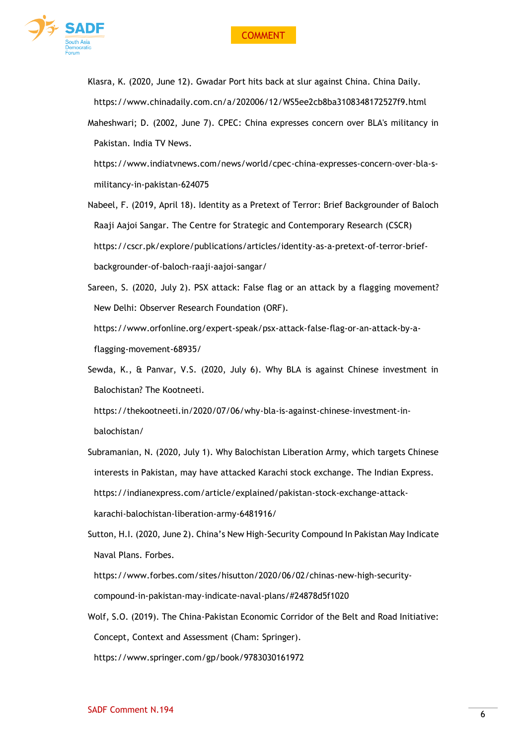Klasra, K. (2020, June 12). Gwadar Port hits back at slur against China. China Daily. https://www.chinadaily.com.cn/a/202006/12/WS5ee2cb8ba3108348172527f9.html

Maheshwari; D. (2002, June 7). CPEC: China expresses concern over BLA's militancy in Pakistan. India TV News. https://www.indiatvnews.com/news/world/cpec-china-expresses-concern-over-bla-s-militancy-in-pakistan-624075

Nabeel, F. (2019, April 18). Identity as a Pretext of Terror: Brief Backgrounder of Baloch Raaji Aajoi Sangar. The Centre for Strategic and Contemporary Research (CSCR) https://cscr.pk/explore/publications/articles/identity-as-a-pretext-of-terror-brief-backgrounder-of-baloch-raaji-aajoi-sangar/

Sareen, S. (2020, July 2). PSX attack: False flag or an attack by a flagging movement? New Delhi: Observer Research Foundation (ORF). https://www.orfonline.org/expert-speak/psx-attack-false-flag-or-an-attack-by-a-flagging-movement-68935/

Sewda, K., & Panvar, V.S. (2020, July 6). Why BLA is against Chinese investment in Balochistan? The Kootneeti. https://thekootneeti.in/2020/07/06/why-bla-is-against-chinese-investment-in-balochistan/

Subramanian, N. (2020, July 1). Why Balochistan Liberation Army, which targets Chinese interests in Pakistan, may have attacked Karachi stock exchange. The Indian Express. https://indianexpress.com/article/explained/pakistan-stock-exchange-attack-karachi-balochistan-liberation-army-6481916/

Sutton, H.I. (2020, June 2). China's New High-Security Compound In Pakistan May Indicate Naval Plans. Forbes. https://www.forbes.com/sites/hisutton/2020/06/02/chinas-new-high-security-compound-in-pakistan-may-indicate-naval-plans/#24878d5f1020

Wolf, S.O. (2019). The China-Pakistan Economic Corridor of the Belt and Road Initiative: Concept, Context and Assessment (Cham: Springer). https://www.springer.com/gp/book/9783030161972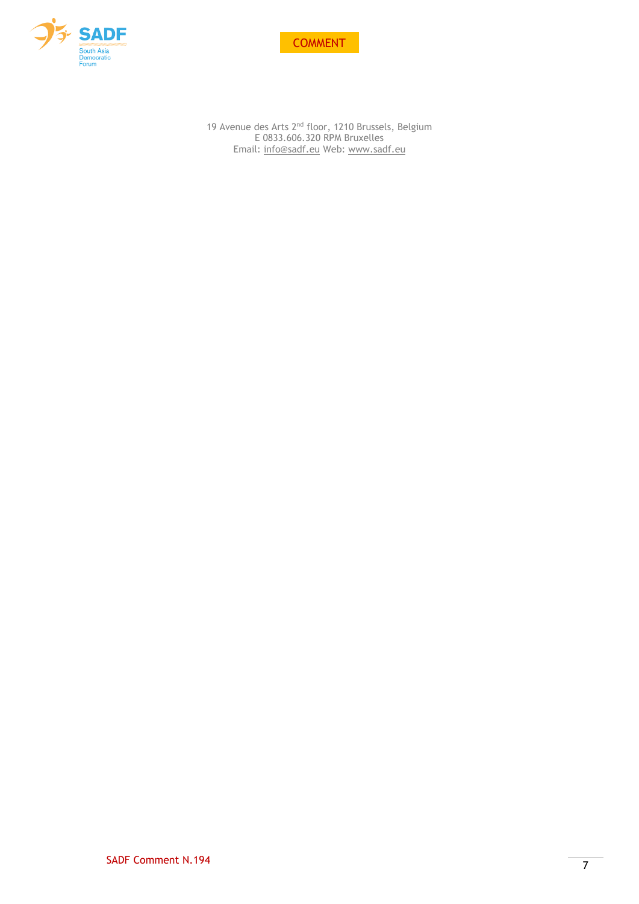19 Avenue des Arts 2nd floor, 1210 Brussels, Belgium
E 0833.606.320 RPM Bruxelles
Email: info@sadf.eu Web: www.sadf.eu